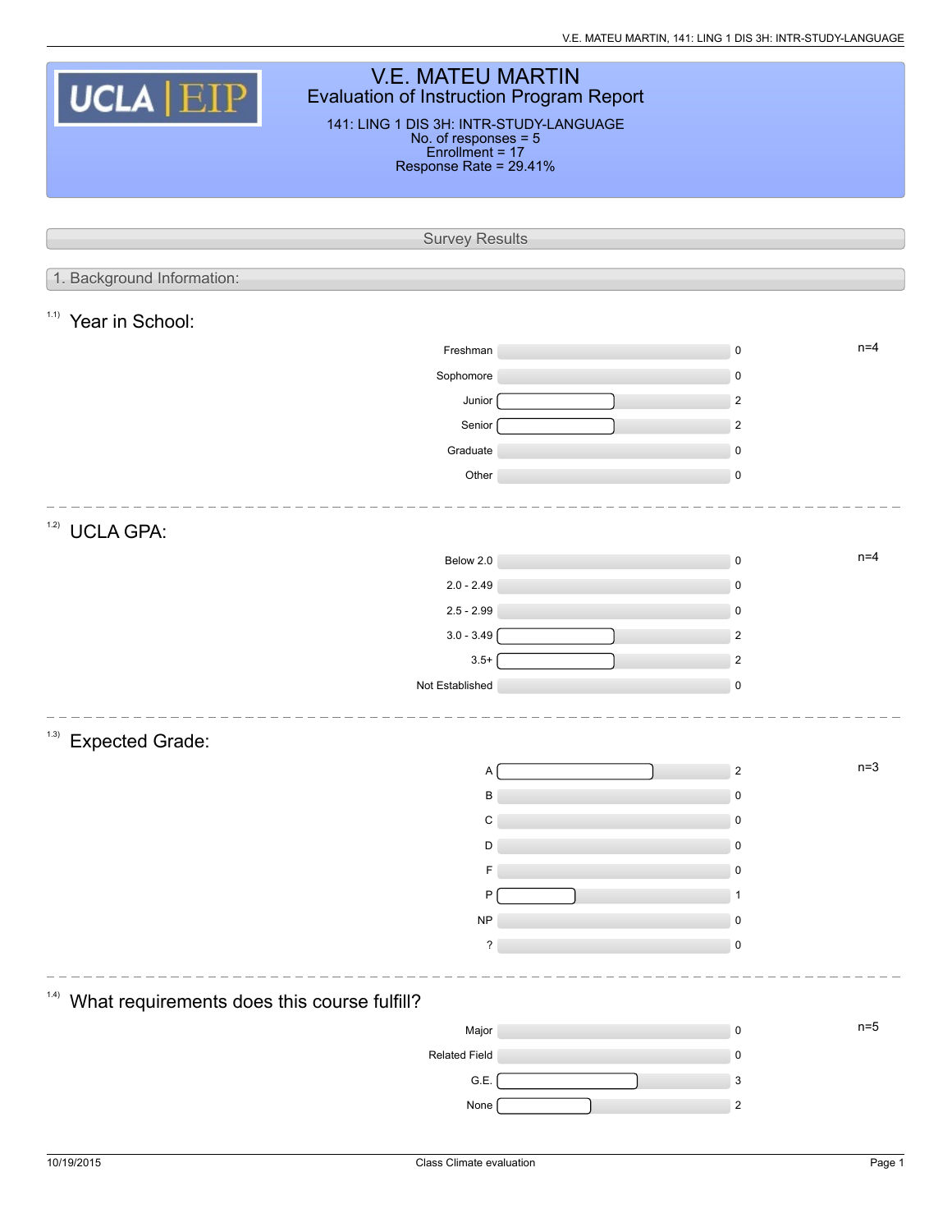# V.E. MATEU MARTIN

## Evaluation of Instruction Program Report

141: LING 1 DIS 3H: INTR-STUDY-LANGUAGE
No. of responses = 5
Enrollment = 17
Response Rate = 29.41%

## Survey Results

### 1. Background Information:

#### 1.1) Year in School:

n=4

| Response | Count |
|---|---|
| Freshman | 0 |
| Sophomore | 0 |
| Junior | 2 |
| Senior | 2 |
| Graduate | 0 |
| Other | 0 |

#### 1.2) UCLA GPA:

n=4

| Response | Count |
|---|---|
| Below 2.0 | 0 |
| 2.0 - 2.49 | 0 |
| 2.5 - 2.99 | 0 |
| 3.0 - 3.49 | 2 |
| 3.5+ | 2 |
| Not Established | 0 |

#### 1.3) Expected Grade:

n=3

| Response | Count |
|---|---|
| A | 2 |
| B | 0 |
| C | 0 |
| D | 0 |
| F | 0 |
| P | 1 |
| NP | 0 |
| ? | 0 |

#### 1.4) What requirements does this course fulfill?

n=5

| Response | Count |
|---|---|
| Major | 0 |
| Related Field | 0 |
| G.E. | 3 |
| None | 2 |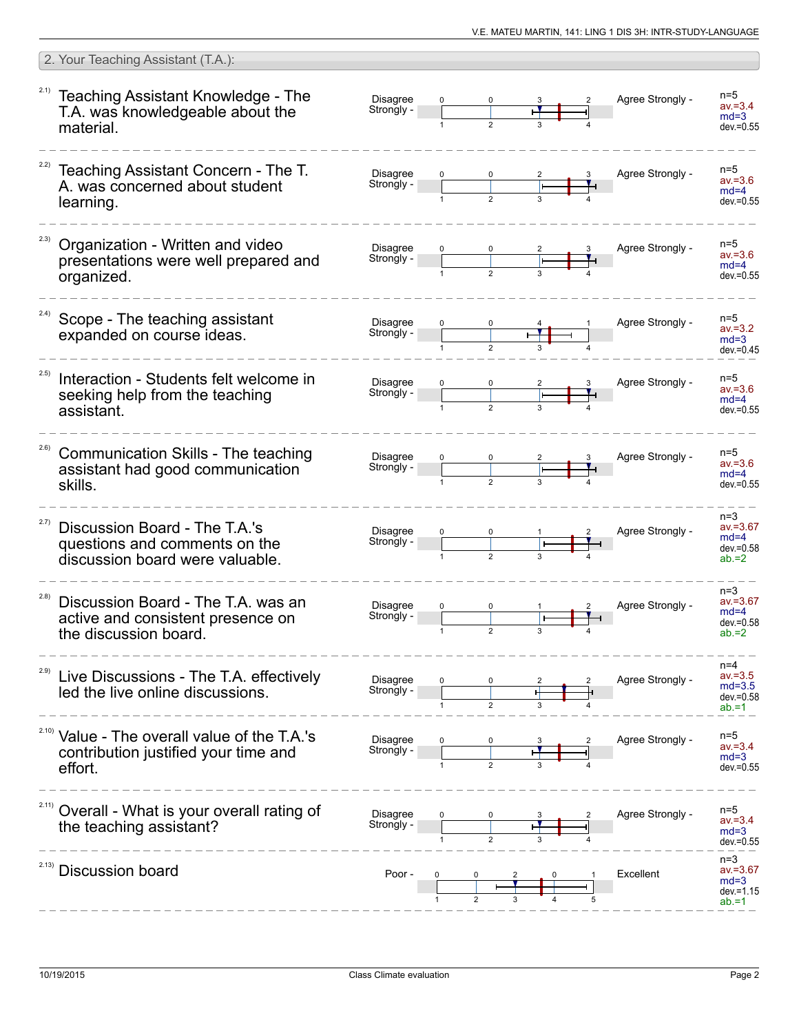## 2. Your Teaching Assistant (T.A.):

| Item | Question | Left pole | Distribution (1 / 2 / 3 / 4 / 5) | Right pole | Statistics |
|---|---|---|---|---|---|
| 2.1) | Teaching Assistant Knowledge - The T.A. was knowledgeable about the material. | Disagree Strongly | 0 / 0 / 3 / 2 | Agree Strongly | n=5, av.=3.4, md=3, dev.=0.55 |
| 2.2) | Teaching Assistant Concern - The T. A. was concerned about student learning. | Disagree Strongly | 0 / 0 / 2 / 3 | Agree Strongly | n=5, av.=3.6, md=4, dev.=0.55 |
| 2.3) | Organization - Written and video presentations were well prepared and organized. | Disagree Strongly | 0 / 0 / 2 / 3 | Agree Strongly | n=5, av.=3.6, md=4, dev.=0.55 |
| 2.4) | Scope - The teaching assistant expanded on course ideas. | Disagree Strongly | 0 / 0 / 4 / 1 | Agree Strongly | n=5, av.=3.2, md=3, dev.=0.45 |
| 2.5) | Interaction - Students felt welcome in seeking help from the teaching assistant. | Disagree Strongly | 0 / 0 / 2 / 3 | Agree Strongly | n=5, av.=3.6, md=4, dev.=0.55 |
| 2.6) | Communication Skills - The teaching assistant had good communication skills. | Disagree Strongly | 0 / 0 / 2 / 3 | Agree Strongly | n=5, av.=3.6, md=4, dev.=0.55 |
| 2.7) | Discussion Board - The T.A.'s questions and comments on the discussion board were valuable. | Disagree Strongly | 0 / 0 / 1 / 2 | Agree Strongly | n=3, av.=3.67, md=4, dev.=0.58, ab.=2 |
| 2.8) | Discussion Board - The T.A. was an active and consistent presence on the discussion board. | Disagree Strongly | 0 / 0 / 1 / 2 | Agree Strongly | n=3, av.=3.67, md=4, dev.=0.58, ab.=2 |
| 2.9) | Live Discussions - The T.A. effectively led the live online discussions. | Disagree Strongly | 0 / 0 / 2 / 2 | Agree Strongly | n=4, av.=3.5, md=3.5, dev.=0.58, ab.=1 |
| 2.10) | Value - The overall value of the T.A.'s contribution justified your time and effort. | Disagree Strongly | 0 / 0 / 3 / 2 | Agree Strongly | n=5, av.=3.4, md=3, dev.=0.55 |
| 2.11) | Overall - What is your overall rating of the teaching assistant? | Disagree Strongly | 0 / 0 / 3 / 2 | Agree Strongly | n=5, av.=3.4, md=3, dev.=0.55 |
| 2.13) | Discussion board | Poor | 0 / 0 / 2 / 0 / 1 | Excellent | n=3, av.=3.67, md=3, dev.=1.15, ab.=1 |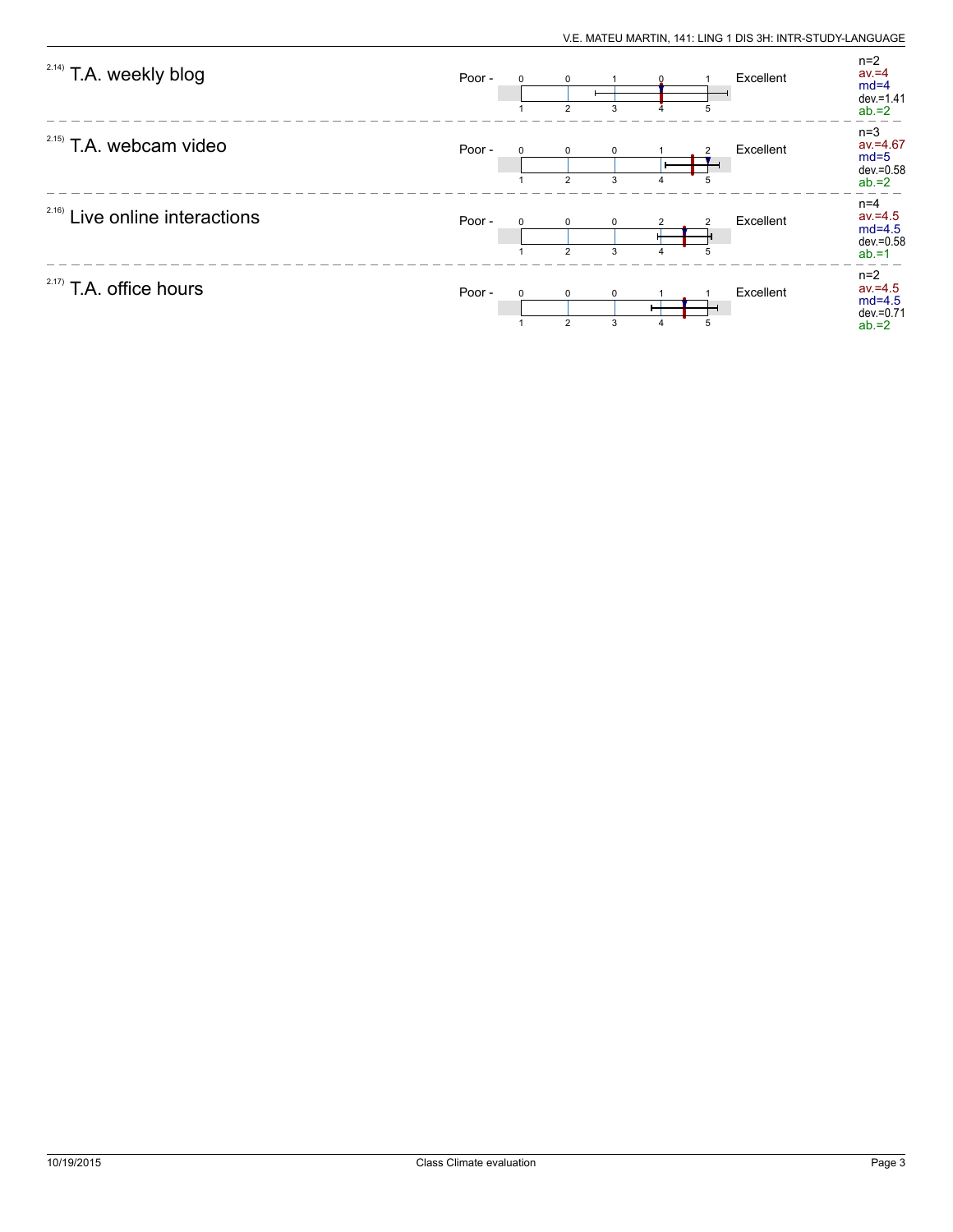### 2.14) T.A. weekly blog

Poor - Excellent

| 1 | 2 | 3 | 4 | 5 |
|---|---|---|---|---|
| 0 | 0 | 1 | 0 | 1 |

n=2
av.=4
md=4
dev.=1.41
ab.=2

---

### 2.15) T.A. webcam video

Poor - Excellent

| 1 | 2 | 3 | 4 | 5 |
|---|---|---|---|---|
| 0 | 0 | 0 | 1 | 2 |

n=3
av.=4.67
md=5
dev.=0.58
ab.=2

---

### 2.16) Live online interactions

Poor - Excellent

| 1 | 2 | 3 | 4 | 5 |
|---|---|---|---|---|
| 0 | 0 | 0 | 2 | 2 |

n=4
av.=4.5
md=4.5
dev.=0.58
ab.=1

---

### 2.17) T.A. office hours

Poor - Excellent

| 1 | 2 | 3 | 4 | 5 |
|---|---|---|---|---|
| 0 | 0 | 0 | 1 | 1 |

n=2
av.=4.5
md=4.5
dev.=0.71
ab.=2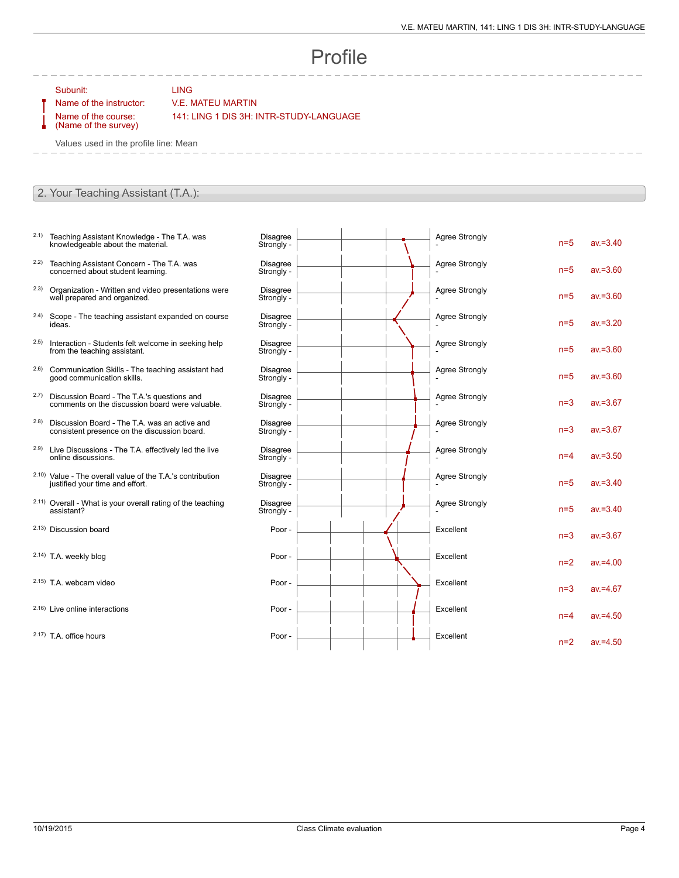# Profile

Subunit: LING

Name of the instructor: V.E. MATEU MARTIN

Name of the course: (Name of the survey) 141: LING 1 DIS 3H: INTR-STUDY-LANGUAGE

Values used in the profile line: Mean

## 2. Your Teaching Assistant (T.A.):

| | Item | Left pole | Right pole | n | av. |
|---|---|---|---|---|---|
| 2.1) | Teaching Assistant Knowledge - The T.A. was knowledgeable about the material. | Disagree Strongly - | Agree Strongly - | n=5 | av.=3.40 |
| 2.2) | Teaching Assistant Concern - The T.A. was concerned about student learning. | Disagree Strongly - | Agree Strongly - | n=5 | av.=3.60 |
| 2.3) | Organization - Written and video presentations were well prepared and organized. | Disagree Strongly - | Agree Strongly - | n=5 | av.=3.60 |
| 2.4) | Scope - The teaching assistant expanded on course ideas. | Disagree Strongly - | Agree Strongly - | n=5 | av.=3.20 |
| 2.5) | Interaction - Students felt welcome in seeking help from the teaching assistant. | Disagree Strongly - | Agree Strongly - | n=5 | av.=3.60 |
| 2.6) | Communication Skills - The teaching assistant had good communication skills. | Disagree Strongly - | Agree Strongly - | n=5 | av.=3.60 |
| 2.7) | Discussion Board - The T.A.'s questions and comments on the discussion board were valuable. | Disagree Strongly - | Agree Strongly - | n=3 | av.=3.67 |
| 2.8) | Discussion Board - The T.A. was an active and consistent presence on the discussion board. | Disagree Strongly - | Agree Strongly - | n=3 | av.=3.67 |
| 2.9) | Live Discussions - The T.A. effectively led the live online discussions. | Disagree Strongly - | Agree Strongly - | n=4 | av.=3.50 |
| 2.10) | Value - The overall value of the T.A.'s contribution justified your time and effort. | Disagree Strongly - | Agree Strongly - | n=5 | av.=3.40 |
| 2.11) | Overall - What is your overall rating of the teaching assistant? | Disagree Strongly - | Agree Strongly - | n=5 | av.=3.40 |
| 2.13) | Discussion board | Poor - | Excellent | n=3 | av.=3.67 |
| 2.14) | T.A. weekly blog | Poor - | Excellent | n=2 | av.=4.00 |
| 2.15) | T.A. webcam video | Poor - | Excellent | n=3 | av.=4.67 |
| 2.16) | Live online interactions | Poor - | Excellent | n=4 | av.=4.50 |
| 2.17) | T.A. office hours | Poor - | Excellent | n=2 | av.=4.50 |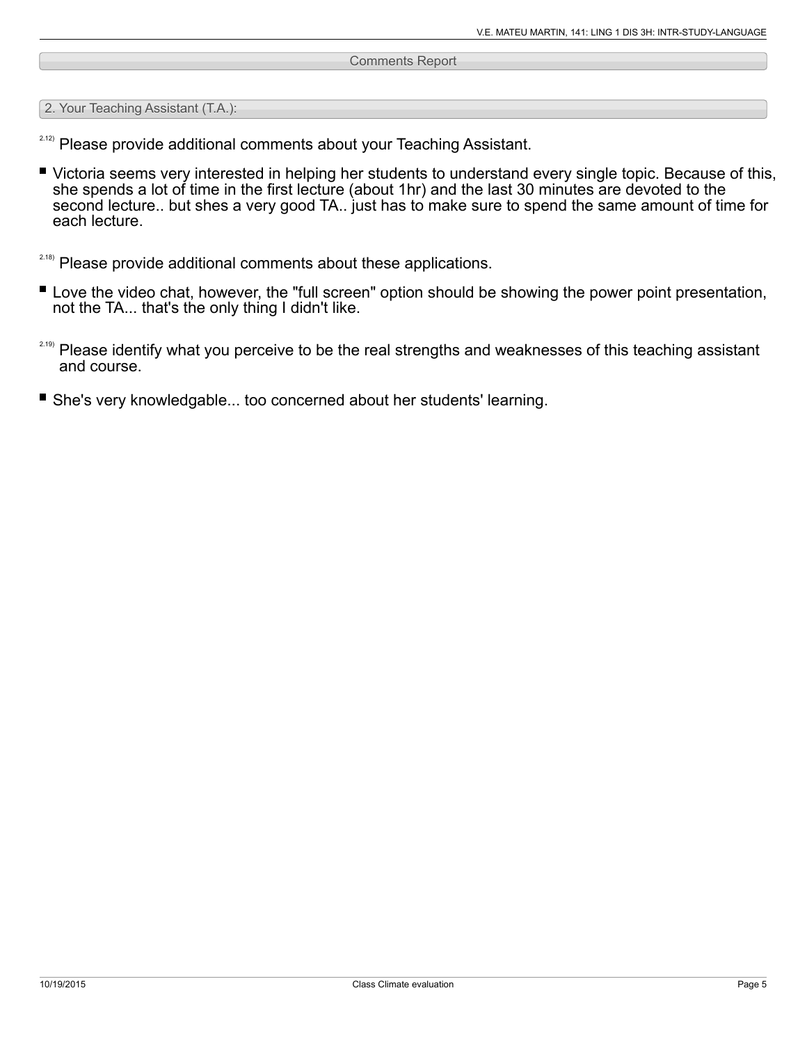Comments Report

## 2. Your Teaching Assistant (T.A.):

2.12) Please provide additional comments about your Teaching Assistant.

- Victoria seems very interested in helping her students to understand every single topic. Because of this, she spends a lot of time in the first lecture (about 1hr) and the last 30 minutes are devoted to the second lecture.. but shes a very good TA.. just has to make sure to spend the same amount of time for each lecture.

2.18) Please provide additional comments about these applications.

- Love the video chat, however, the "full screen" option should be showing the power point presentation, not the TA... that's the only thing I didn't like.

2.19) Please identify what you perceive to be the real strengths and weaknesses of this teaching assistant and course.

- She's very knowledgable... too concerned about her students' learning.